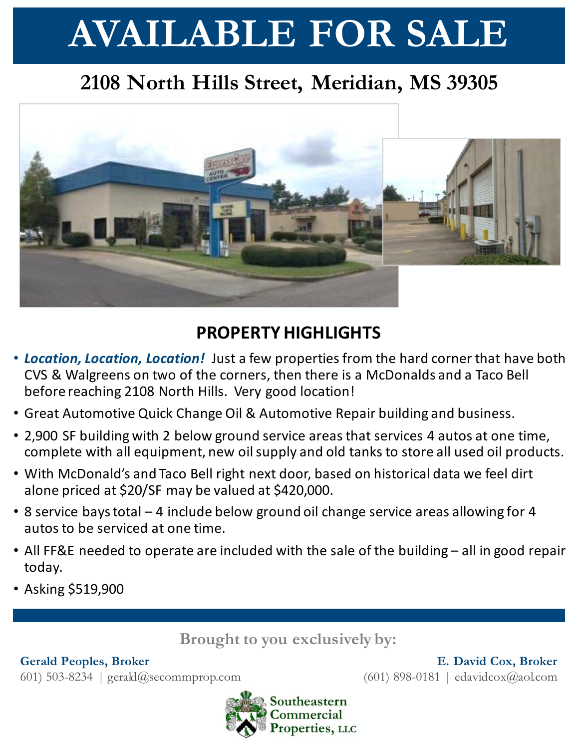# AVAILABLE FOR SALE

## 2108 North Hills Street, Meridian, MS 39305

### PROPERTY HIGHLIGHTS

- ***Location, Location, Location!*** Just a few properties from the hard corner that have both CVS & Walgreens on two of the corners, then there is a McDonalds and a Taco Bell before reaching 2108 North Hills. Very good location!
- Great Automotive Quick Change Oil & Automotive Repair building and business.
- 2,900 SF building with 2 below ground service areas that services 4 autos at one time, complete with all equipment, new oil supply and old tanks to store all used oil products.
- With McDonald's and Taco Bell right next door, based on historical data we feel dirt alone priced at $20/SF may be valued at $420,000.
- 8 service bays total – 4 include below ground oil change service areas allowing for 4 autos to be serviced at one time.
- All FF&E needed to operate are included with the sale of the building – all in good repair today.
- Asking $519,900

**Brought to you exclusively by:**

**Gerald Peoples, Broker**
(601) 503-8234 | gerald@secommprop.com

**E. David Cox, Broker**
(601) 898-0181 | edavidcox@aol.com

Southeastern Commercial Properties, LLC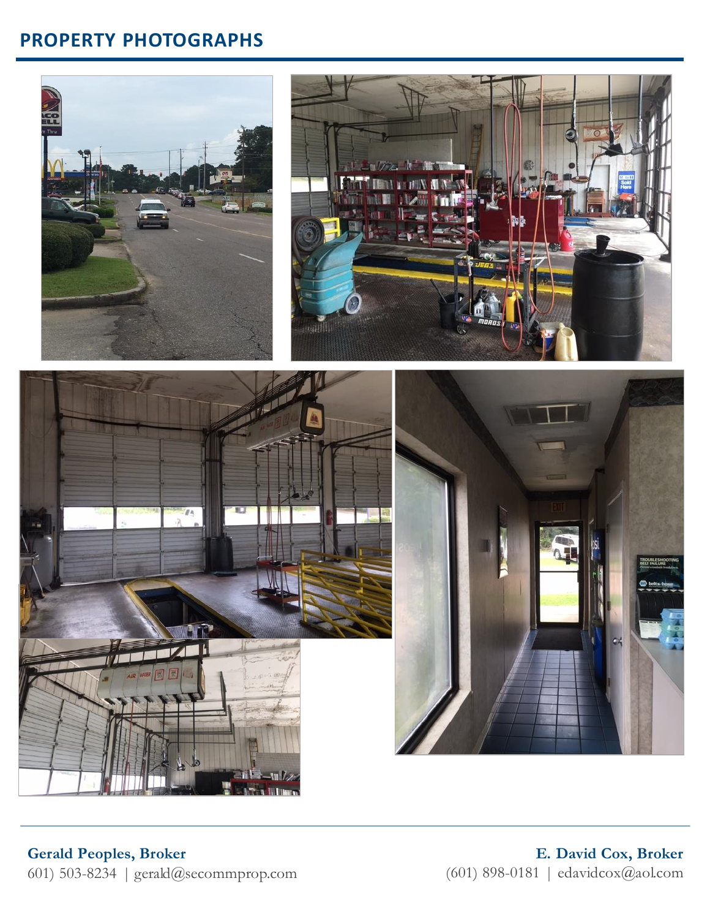## PROPERTY PHOTOGRAPHS

**Gerald Peoples, Broker**
601) 503-8234 | gerald@secommprop.com

**E. David Cox, Broker**
(601) 898-0181 | edavidcox@aol.com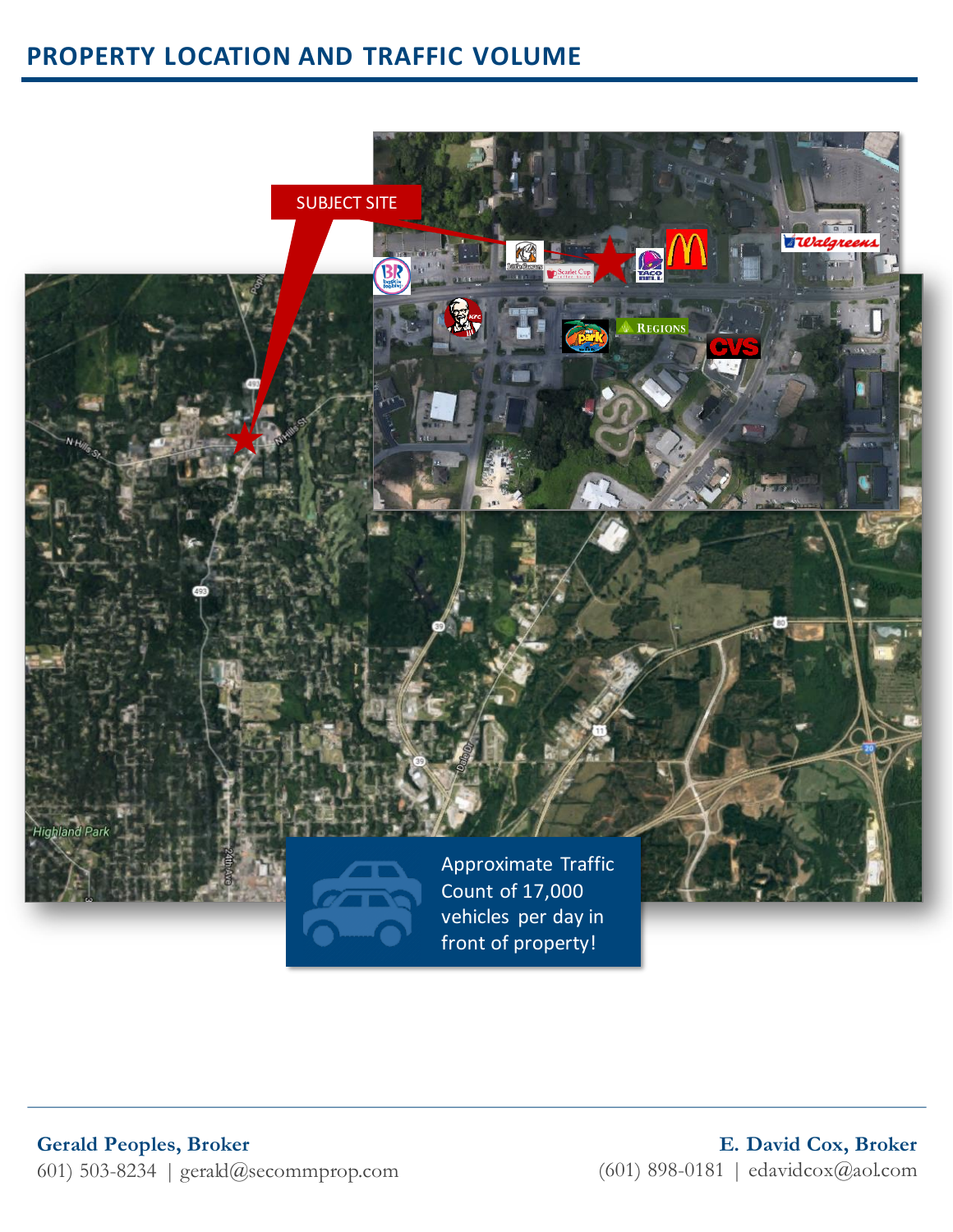## PROPERTY LOCATION AND TRAFFIC VOLUME

SUBJECT SITE

Approximate Traffic Count of 17,000 vehicles per day in front of property!

**Gerald Peoples, Broker**
601) 503-8234 | gerald@secommprop.com

**E. David Cox, Broker**
(601) 898-0181 | edavidcox@aol.com